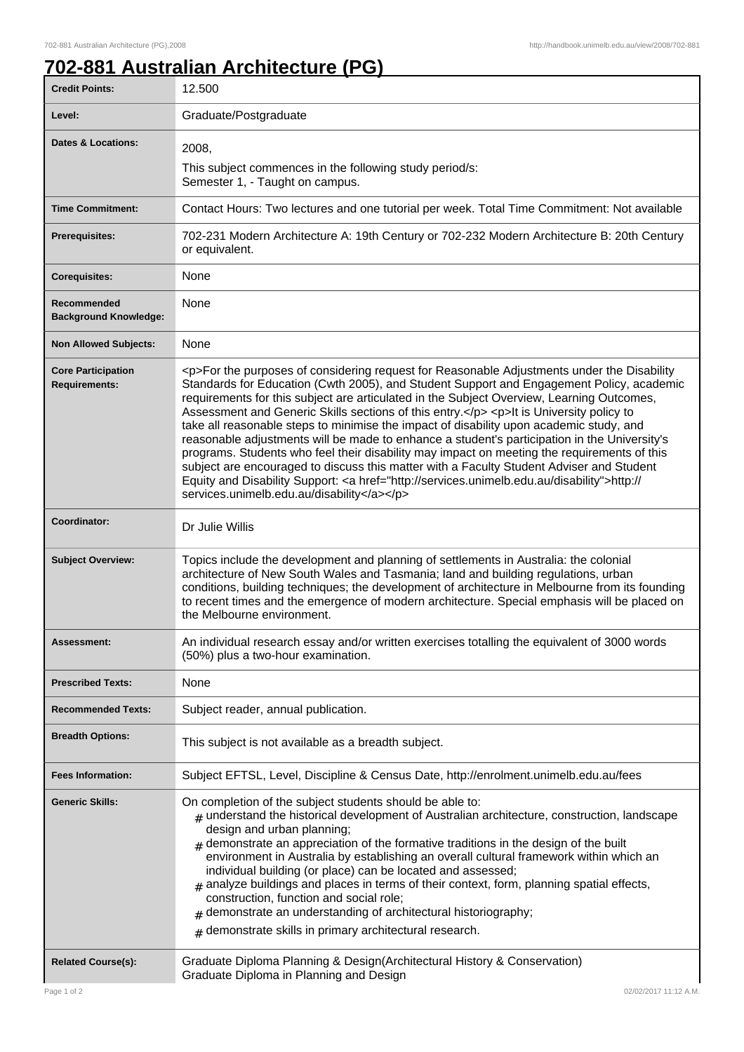# 702-881 Australian Architecture (PG)

| | |
|---|---|
| **Credit Points:** | 12.500 |
| **Level:** | Graduate/Postgraduate |
| **Dates & Locations:** | 2008,<br>This subject commences in the following study period/s:<br>Semester 1, - Taught on campus. |
| **Time Commitment:** | Contact Hours: Two lectures and one tutorial per week. Total Time Commitment: Not available |
| **Prerequisites:** | 702-231 Modern Architecture A: 19th Century or 702-232 Modern Architecture B: 20th Century or equivalent. |
| **Corequisites:** | None |
| **Recommended Background Knowledge:** | None |
| **Non Allowed Subjects:** | None |
| **Core Participation Requirements:** | <p>For the purposes of considering request for Reasonable Adjustments under the Disability Standards for Education (Cwth 2005), and Student Support and Engagement Policy, academic requirements for this subject are articulated in the Subject Overview, Learning Outcomes, Assessment and Generic Skills sections of this entry.</p> <p>It is University policy to take all reasonable steps to minimise the impact of disability upon academic study, and reasonable adjustments will be made to enhance a student's participation in the University's programs. Students who feel their disability may impact on meeting the requirements of this subject are encouraged to discuss this matter with a Faculty Student Adviser and Student Equity and Disability Support: <a href="http://services.unimelb.edu.au/disability">http://services.unimelb.edu.au/disability</a></p> |
| **Coordinator:** | Dr Julie Willis |
| **Subject Overview:** | Topics include the development and planning of settlements in Australia: the colonial architecture of New South Wales and Tasmania; land and building regulations, urban conditions, building techniques; the development of architecture in Melbourne from its founding to recent times and the emergence of modern architecture. Special emphasis will be placed on the Melbourne environment. |
| **Assessment:** | An individual research essay and/or written exercises totalling the equivalent of 3000 words (50%) plus a two-hour examination. |
| **Prescribed Texts:** | None |
| **Recommended Texts:** | Subject reader, annual publication. |
| **Breadth Options:** | This subject is not available as a breadth subject. |
| **Fees Information:** | Subject EFTSL, Level, Discipline & Census Date, http://enrolment.unimelb.edu.au/fees |
| **Generic Skills:** | On completion of the subject students should be able to:<br># understand the historical development of Australian architecture, construction, landscape design and urban planning;<br># demonstrate an appreciation of the formative traditions in the design of the built environment in Australia by establishing an overall cultural framework within which an individual building (or place) can be located and assessed;<br># analyze buildings and places in terms of their context, form, planning spatial effects, construction, function and social role;<br># demonstrate an understanding of architectural historiography;<br># demonstrate skills in primary architectural research. |
| **Related Course(s):** | Graduate Diploma Planning & Design(Architectural History & Conservation)<br>Graduate Diploma in Planning and Design |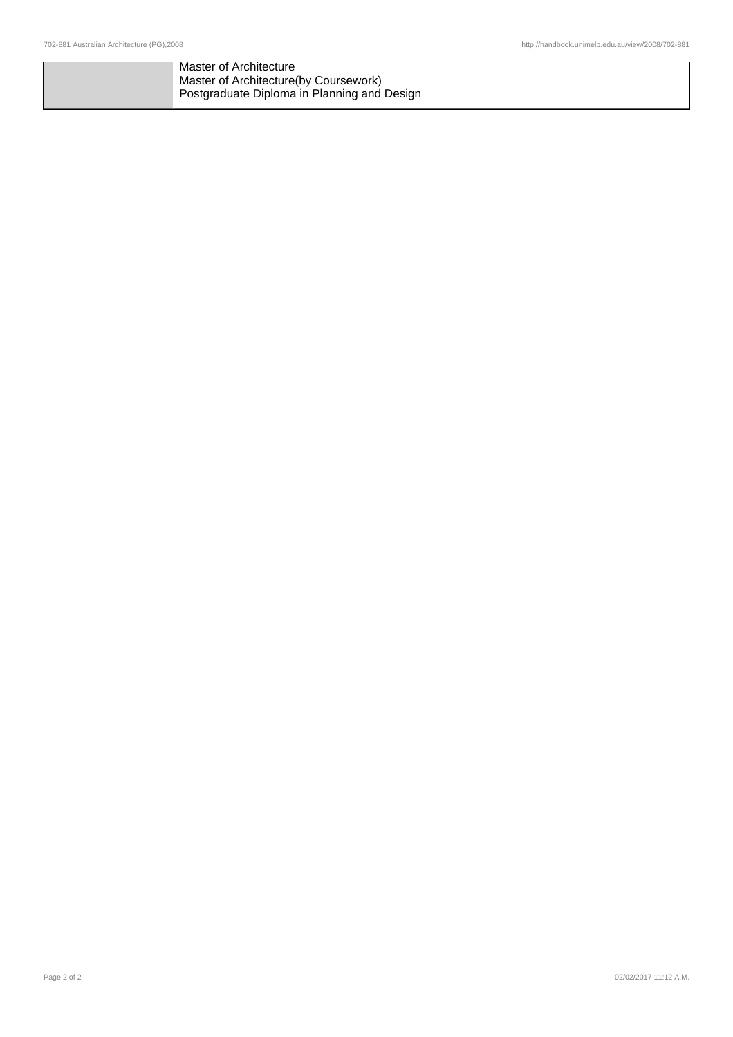| | |
|---|---|
| | Master of Architecture<br>Master of Architecture(by Coursework)<br>Postgraduate Diploma in Planning and Design |